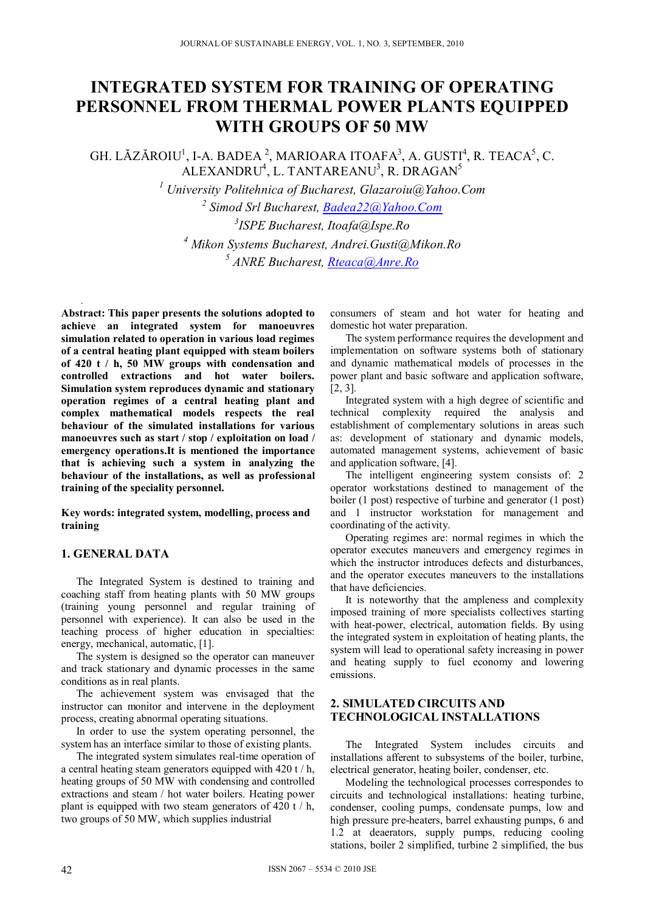# INTEGRATED SYSTEM FOR TRAINING OF OPERATING PERSONNEL FROM THERMAL POWER PLANTS EQUIPPED WITH GROUPS OF 50 MW

GH. LĂZĂROIU[1], I-A. BADEA [2], MARIOARA ITOAFA[3], A. GUSTI[4], R. TEACA[5], C. ALEXANDRU[4], L. TANTAREANU[3], R. DRAGAN[5]

[1] *University Politehnica of Bucharest, Glazaroiu@Yahoo.Com*

[2] *Simod Srl Bucharest, Badea22@Yahoo.Com*

[3] *ISPE Bucharest, Itoafa@Ispe.Ro*

[4] *Mikon Systems Bucharest, Andrei.Gusti@Mikon.Ro*

[5] *ANRE Bucharest, Rteaca@Anre.Ro*

**Abstract: This paper presents the solutions adopted to achieve an integrated system for manoeuvres simulation related to operation in various load regimes of a central heating plant equipped with steam boilers of 420 t / h, 50 MW groups with condensation and controlled extractions and hot water boilers. Simulation system reproduces dynamic and stationary operation regimes of a central heating plant and complex mathematical models respects the real behaviour of the simulated installations for various manoeuvres such as start / stop / exploitation on load / emergency operations.It is mentioned the importance that is achieving such a system in analyzing the behaviour of the installations, as well as professional training of the speciality personnel.**

**Key words: integrated system, modelling, process and training**

## 1. GENERAL DATA

The Integrated System is destined to training and coaching staff from heating plants with 50 MW groups (training young personnel and regular training of personnel with experience). It can also be used in the teaching process of higher education in specialties: energy, mechanical, automatic, [1].

The system is designed so the operator can maneuver and track stationary and dynamic processes in the same conditions as in real plants.

The achievement system was envisaged that the instructor can monitor and intervene in the deployment process, creating abnormal operating situations.

In order to use the system operating personnel, the system has an interface similar to those of existing plants.

The integrated system simulates real-time operation of a central heating steam generators equipped with 420 t / h, heating groups of 50 MW with condensing and controlled extractions and steam / hot water boilers. Heating power plant is equipped with two steam generators of 420 t / h, two groups of 50 MW, which supplies industrial consumers of steam and hot water for heating and domestic hot water preparation.

The system performance requires the development and implementation on software systems both of stationary and dynamic mathematical models of processes in the power plant and basic software and application software, [2, 3].

Integrated system with a high degree of scientific and technical complexity required the analysis and establishment of complementary solutions in areas such as: development of stationary and dynamic models, automated management systems, achievement of basic and application software, [4].

The intelligent engineering system consists of: 2 operator workstations destined to management of the boiler (1 post) respective of turbine and generator (1 post) and 1 instructor workstation for management and coordinating of the activity.

Operating regimes are: normal regimes in which the operator executes maneuvers and emergency regimes in which the instructor introduces defects and disturbances, and the operator executes maneuvers to the installations that have deficiencies.

It is noteworthy that the ampleness and complexity imposed training of more specialists collectives starting with heat-power, electrical, automation fields. By using the integrated system in exploitation of heating plants, the system will lead to operational safety increasing in power and heating supply to fuel economy and lowering emissions.

## 2. SIMULATED CIRCUITS AND TECHNOLOGICAL INSTALLATIONS

The Integrated System includes circuits and installations afferent to subsystems of the boiler, turbine, electrical generator, heating boiler, condenser, etc.

Modeling the technological processes correspondes to circuits and technological installations: heating turbine, condenser, cooling pumps, condensate pumps, low and high pressure pre-heaters, barrel exhausting pumps, 6 and 1.2 at deaerators, supply pumps, reducing cooling stations, boiler 2 simplified, turbine 2 simplified, the bus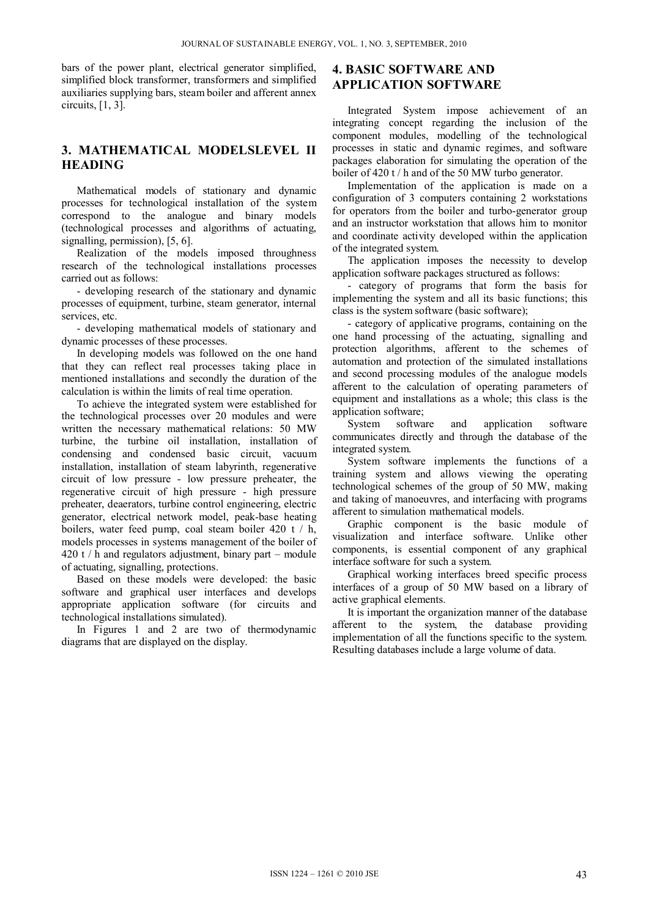bars of the power plant, electrical generator simplified, simplified block transformer, transformers and simplified auxiliaries supplying bars, steam boiler and afferent annex circuits, [1, 3].

## 3. MATHEMATICAL MODELSLEVEL II HEADING

Mathematical models of stationary and dynamic processes for technological installation of the system correspond to the analogue and binary models (technological processes and algorithms of actuating, signalling, permission), [5, 6].

Realization of the models imposed throughness research of the technological installations processes carried out as follows:

- developing research of the stationary and dynamic processes of equipment, turbine, steam generator, internal services, etc.
- developing mathematical models of stationary and dynamic processes of these processes.

In developing models was followed on the one hand that they can reflect real processes taking place in mentioned installations and secondly the duration of the calculation is within the limits of real time operation.

To achieve the integrated system were established for the technological processes over 20 modules and were written the necessary mathematical relations: 50 MW turbine, the turbine oil installation, installation of condensing and condensed basic circuit, vacuum installation, installation of steam labyrinth, regenerative circuit of low pressure - low pressure preheater, the regenerative circuit of high pressure - high pressure preheater, deaerators, turbine control engineering, electric generator, electrical network model, peak-base heating boilers, water feed pump, coal steam boiler 420 t / h, models processes in systems management of the boiler of 420 t / h and regulators adjustment, binary part – module of actuating, signalling, protections.

Based on these models were developed: the basic software and graphical user interfaces and develops appropriate application software (for circuits and technological installations simulated).

In Figures 1 and 2 are two of thermodynamic diagrams that are displayed on the display.

## 4. BASIC SOFTWARE AND APPLICATION SOFTWARE

Integrated System impose achievement of an integrating concept regarding the inclusion of the component modules, modelling of the technological processes in static and dynamic regimes, and software packages elaboration for simulating the operation of the boiler of 420 t / h and of the 50 MW turbo generator.

Implementation of the application is made on a configuration of 3 computers containing 2 workstations for operators from the boiler and turbo-generator group and an instructor workstation that allows him to monitor and coordinate activity developed within the application of the integrated system.

The application imposes the necessity to develop application software packages structured as follows:

- category of programs that form the basis for implementing the system and all its basic functions; this class is the system software (basic software);
- category of applicative programs, containing on the one hand processing of the actuating, signalling and protection algorithms, afferent to the schemes of automation and protection of the simulated installations and second processing modules of the analogue models afferent to the calculation of operating parameters of equipment and installations as a whole; this class is the application software;

System software and application software communicates directly and through the database of the integrated system.

System software implements the functions of a training system and allows viewing the operating technological schemes of the group of 50 MW, making and taking of manoeuvres, and interfacing with programs afferent to simulation mathematical models.

Graphic component is the basic module of visualization and interface software. Unlike other components, is essential component of any graphical interface software for such a system.

Graphical working interfaces breed specific process interfaces of a group of 50 MW based on a library of active graphical elements.

It is important the organization manner of the database afferent to the system, the database providing implementation of all the functions specific to the system. Resulting databases include a large volume of data.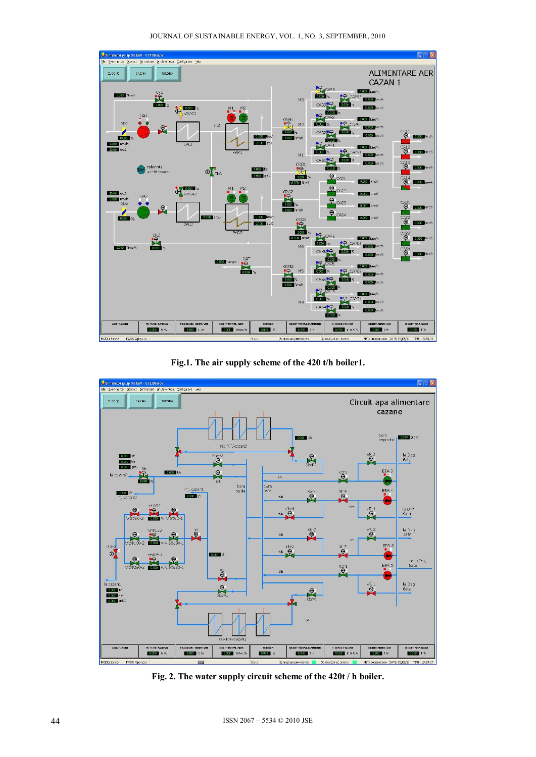Fig.1. The air supply scheme of the 420 t/h boiler1.

Fig. 2. The water supply circuit scheme of the 420t / h boiler.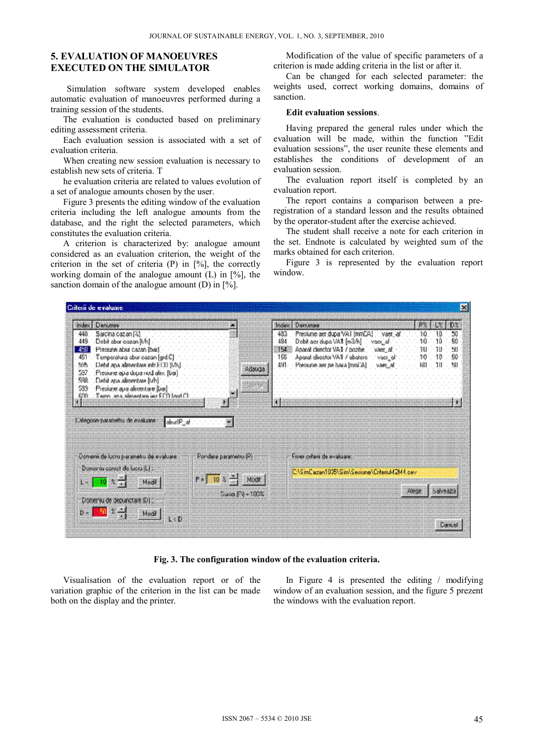## 5. EVALUATION OF MANOEUVRES EXECUTED ON THE SIMULATOR

Simulation software system developed enables automatic evaluation of manoeuvres performed during a training session of the students.

The evaluation is conducted based on preliminary editing assessment criteria.

Each evaluation session is associated with a set of evaluation criteria.

When creating new session evaluation is necessary to establish new sets of criteria. T

he evaluation criteria are related to values evolution of a set of analogue amounts chosen by the user.

Figure 3 presents the editing window of the evaluation criteria including the left analogue amounts from the database, and the right the selected parameters, which constitutes the evaluation criteria.

A criterion is characterized by: analogue amount considered as an evaluation criterion, the weight of the criterion in the set of criteria (P) in [%], the correctly working domain of the analogue amount (L) in [%], the sanction domain of the analogue amount (D) in [%].

Modification of the value of specific parameters of a criterion is made adding criteria in the list or after it.

Can be changed for each selected parameter: the weights used, correct working domains, domains of sanction.

**Edit evaluation sessions**.

Having prepared the general rules under which the evaluation will be made, within the function "Edit evaluation sessions", the user reunite these elements and establishes the conditions of development of an evaluation session.

The evaluation report itself is completed by an evaluation report.

The report contains a comparison between a pre-registration of a standard lesson and the results obtained by the operator-student after the exercise achieved.

The student shall receive a note for each criterion in the set. Endnote is calculated by weighted sum of the marks obtained for each criterion.

Figure 3 is represented by the evaluation report window.

**Fig. 3. The configuration window of the evaluation criteria.**

Visualisation of the evaluation report or of the variation graphic of the criterion in the list can be made both on the display and the printer.

In Figure 4 is presented the editing / modifying window of an evaluation session, and the figure 5 prezent the windows with the evaluation report.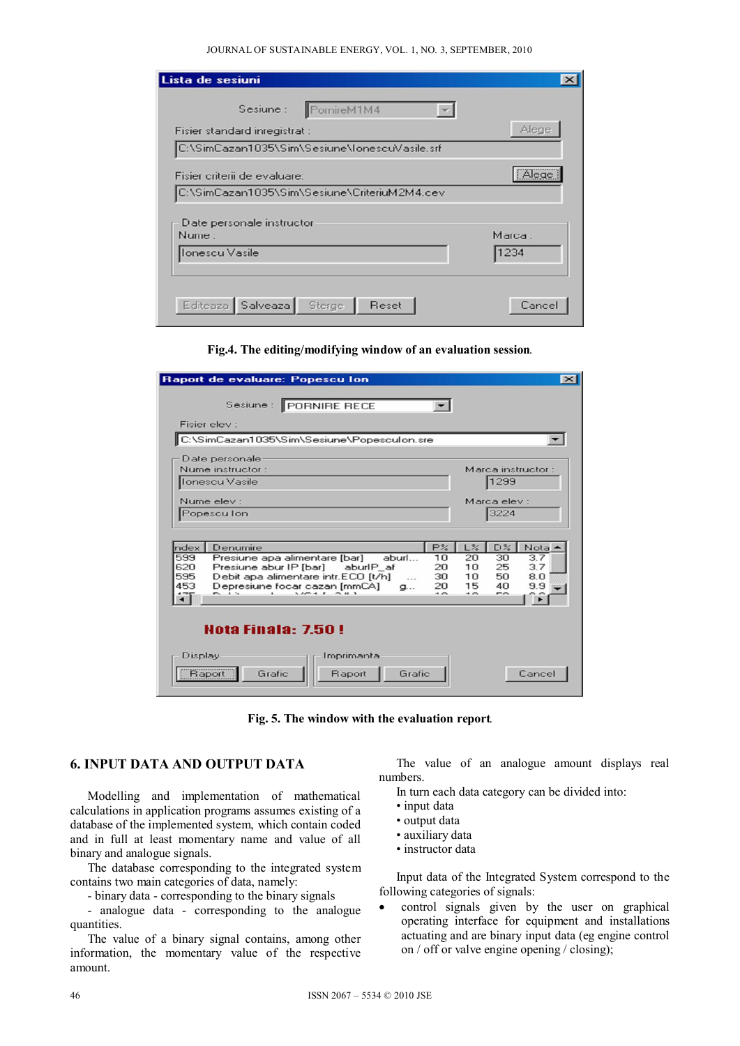Fig.4. The editing/modifying window of an evaluation session.

Fig. 5. The window with the evaluation report.

## 6. INPUT DATA AND OUTPUT DATA

Modelling and implementation of mathematical calculations in application programs assumes existing of a database of the implemented system, which contain coded and in full at least momentary name and value of all binary and analogue signals.

The database corresponding to the integrated system contains two main categories of data, namely:

- binary data - corresponding to the binary signals
- analogue data - corresponding to the analogue quantities.

The value of a binary signal contains, among other information, the momentary value of the respective amount.

The value of an analogue amount displays real numbers.

In turn each data category can be divided into:

- input data
- output data
- auxiliary data
- instructor data

Input data of the Integrated System correspond to the following categories of signals:

- control signals given by the user on graphical operating interface for equipment and installations actuating and are binary input data (eg engine control on / off or valve engine opening / closing);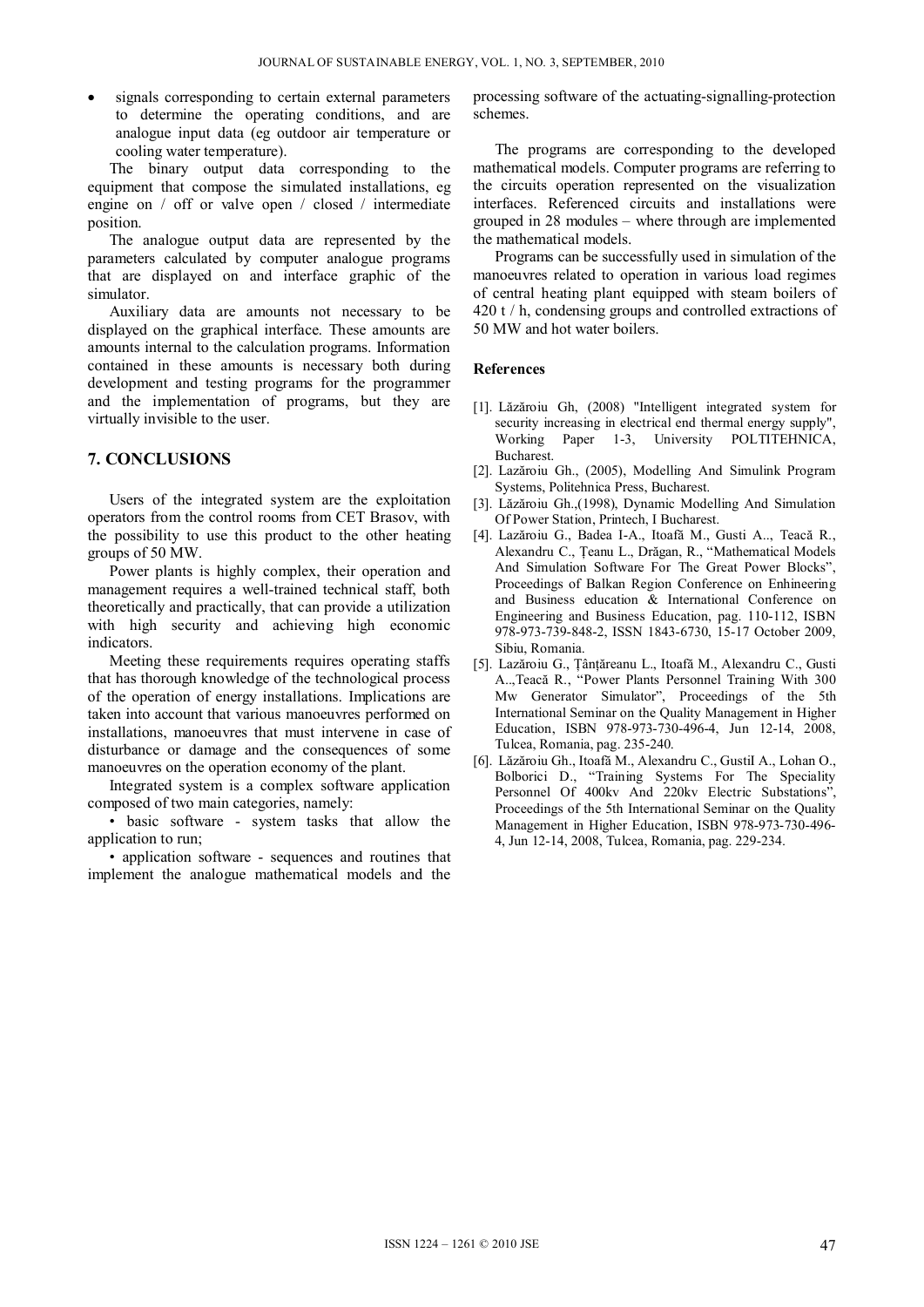- signals corresponding to certain external parameters to determine the operating conditions, and are analogue input data (eg outdoor air temperature or cooling water temperature).

The binary output data corresponding to the equipment that compose the simulated installations, eg engine on / off or valve open / closed / intermediate position.

The analogue output data are represented by the parameters calculated by computer analogue programs that are displayed on and interface graphic of the simulator.

Auxiliary data are amounts not necessary to be displayed on the graphical interface. These amounts are amounts internal to the calculation programs. Information contained in these amounts is necessary both during development and testing programs for the programmer and the implementation of programs, but they are virtually invisible to the user.

## 7. CONCLUSIONS

Users of the integrated system are the exploitation operators from the control rooms from CET Brasov, with the possibility to use this product to the other heating groups of 50 MW.

Power plants is highly complex, their operation and management requires a well-trained technical staff, both theoretically and practically, that can provide a utilization with high security and achieving high economic indicators.

Meeting these requirements requires operating staffs that has thorough knowledge of the technological process of the operation of energy installations. Implications are taken into account that various manoeuvres performed on installations, manoeuvres that must intervene in case of disturbance or damage and the consequences of some manoeuvres on the operation economy of the plant.

Integrated system is a complex software application composed of two main categories, namely:

• basic software - system tasks that allow the application to run;

• application software - sequences and routines that implement the analogue mathematical models and the processing software of the actuating-signalling-protection schemes.

The programs are corresponding to the developed mathematical models. Computer programs are referring to the circuits operation represented on the visualization interfaces. Referenced circuits and installations were grouped in 28 modules – where through are implemented the mathematical models.

Programs can be successfully used in simulation of the manoeuvres related to operation in various load regimes of central heating plant equipped with steam boilers of 420 t / h, condensing groups and controlled extractions of 50 MW and hot water boilers.

### References

[1]. Lăzăroiu Gh, (2008) "Intelligent integrated system for security increasing in electrical end thermal energy supply", Working Paper 1-3, University POLTITEHNICA, Bucharest.

[2]. Lazăroiu Gh., (2005), Modelling And Simulink Program Systems, Politehnica Press, Bucharest.

[3]. Lăzăroiu Gh.,(1998), Dynamic Modelling And Simulation Of Power Station, Printech, I Bucharest.

[4]. Lazăroiu G., Badea I-A., Itoafă M., Gusti A.., Teacă R., Alexandru C., Țeanu L., Drăgan, R., "Mathematical Models And Simulation Software For The Great Power Blocks", Proceedings of Balkan Region Conference on Enhineering and Business education & International Conference on Engineering and Business Education, pag. 110-112, ISBN 978-973-739-848-2, ISSN 1843-6730, 15-17 October 2009, Sibiu, Romania.

[5]. Lazăroiu G., Țânțăreanu L., Itoafă M., Alexandru C., Gusti A..,Teacă R., "Power Plants Personnel Training With 300 Mw Generator Simulator", Proceedings of the 5th International Seminar on the Quality Management in Higher Education, ISBN 978-973-730-496-4, Jun 12-14, 2008, Tulcea, Romania, pag. 235-240.

[6]. Lăzăroiu Gh., Itoafă M., Alexandru C., GustiI A.., Lohan O., Bolborici D., "Training Systems For The Speciality Personnel Of 400kv And 220kv Electric Substations", Proceedings of the 5th International Seminar on the Quality Management in Higher Education, ISBN 978-973-730-496-4, Jun 12-14, 2008, Tulcea, Romania, pag. 229-234.